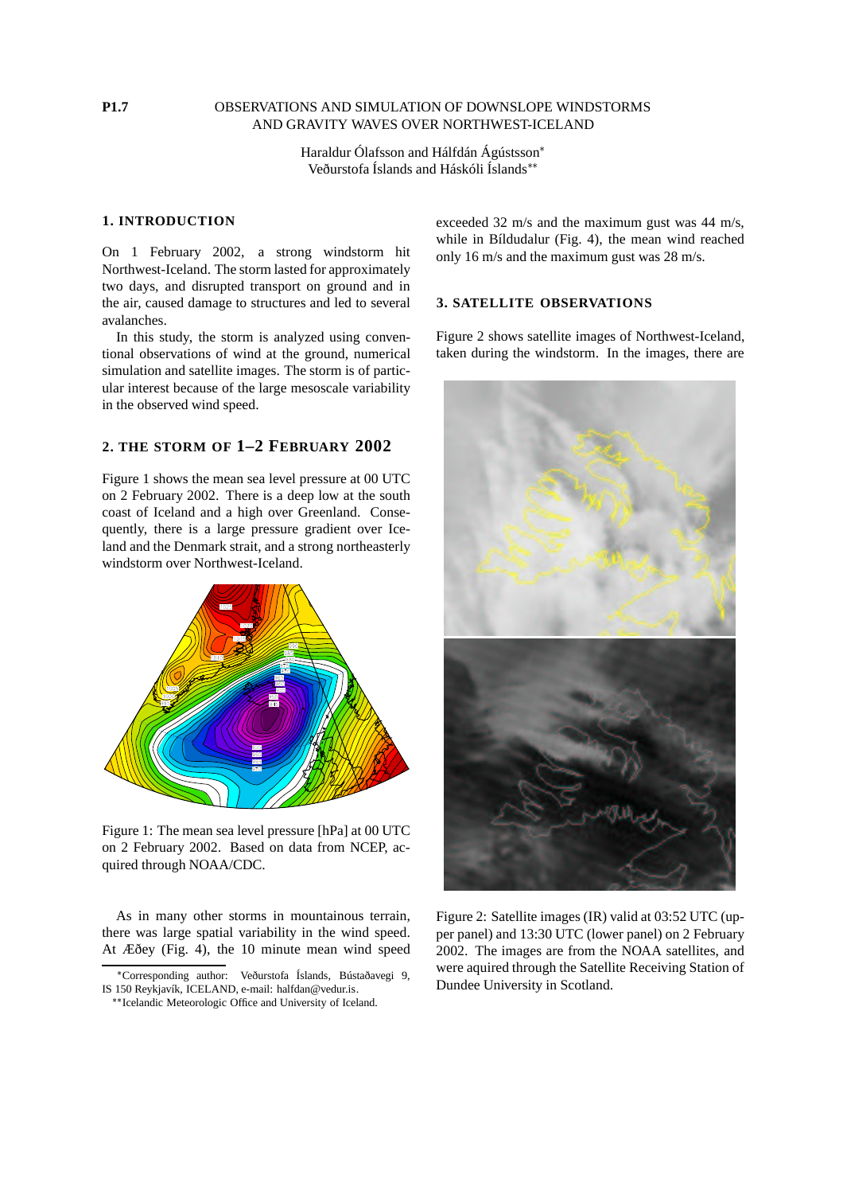P1.7

# OBSERVATIONS AND SIMULATION OF DOWNSLOPE WINDSTORMS AND GRAVITY WAVES OVER NORTHWEST-ICELAND

Haraldur Ólafsson and Hálfdán Ágústsson*

Veðurstofa Íslands and Háskóli Íslands**

## 1. INTRODUCTION

On 1 February 2002, a strong windstorm hit Northwest-Iceland. The storm lasted for approximately two days, and disrupted transport on ground and in the air, caused damage to structures and led to several avalanches.

In this study, the storm is analyzed using conventional observations of wind at the ground, numerical simulation and satellite images. The storm is of particular interest because of the large mesoscale variability in the observed wind speed.

## 2. THE STORM OF 1–2 FEBRUARY 2002

Figure 1 shows the mean sea level pressure at 00 UTC on 2 February 2002. There is a deep low at the south coast of Iceland and a high over Greenland. Consequently, there is a large pressure gradient over Iceland and the Denmark strait, and a strong northeasterly windstorm over Northwest-Iceland.

Figure 1: The mean sea level pressure [hPa] at 00 UTC on 2 February 2002. Based on data from NCEP, acquired through NOAA/CDC.

As in many other storms in mountainous terrain, there was large spatial variability in the wind speed. At Æðey (Fig. 4), the 10 minute mean wind speed exceeded 32 m/s and the maximum gust was 44 m/s, while in Bíldudalur (Fig. 4), the mean wind reached only 16 m/s and the maximum gust was 28 m/s.

## 3. SATELLITE OBSERVATIONS

Figure 2 shows satellite images of Northwest-Iceland, taken during the windstorm. In the images, there are

Figure 2: Satellite images (IR) valid at 03:52 UTC (upper panel) and 13:30 UTC (lower panel) on 2 February 2002. The images are from the NOAA satellites, and were aquired through the Satellite Receiving Station of Dundee University in Scotland.

*Corresponding author: Veðurstofa Íslands, Bústaðavegi 9, IS 150 Reykjavík, ICELAND, e-mail: halfdan@vedur.is.

**Icelandic Meteorologic Office and University of Iceland.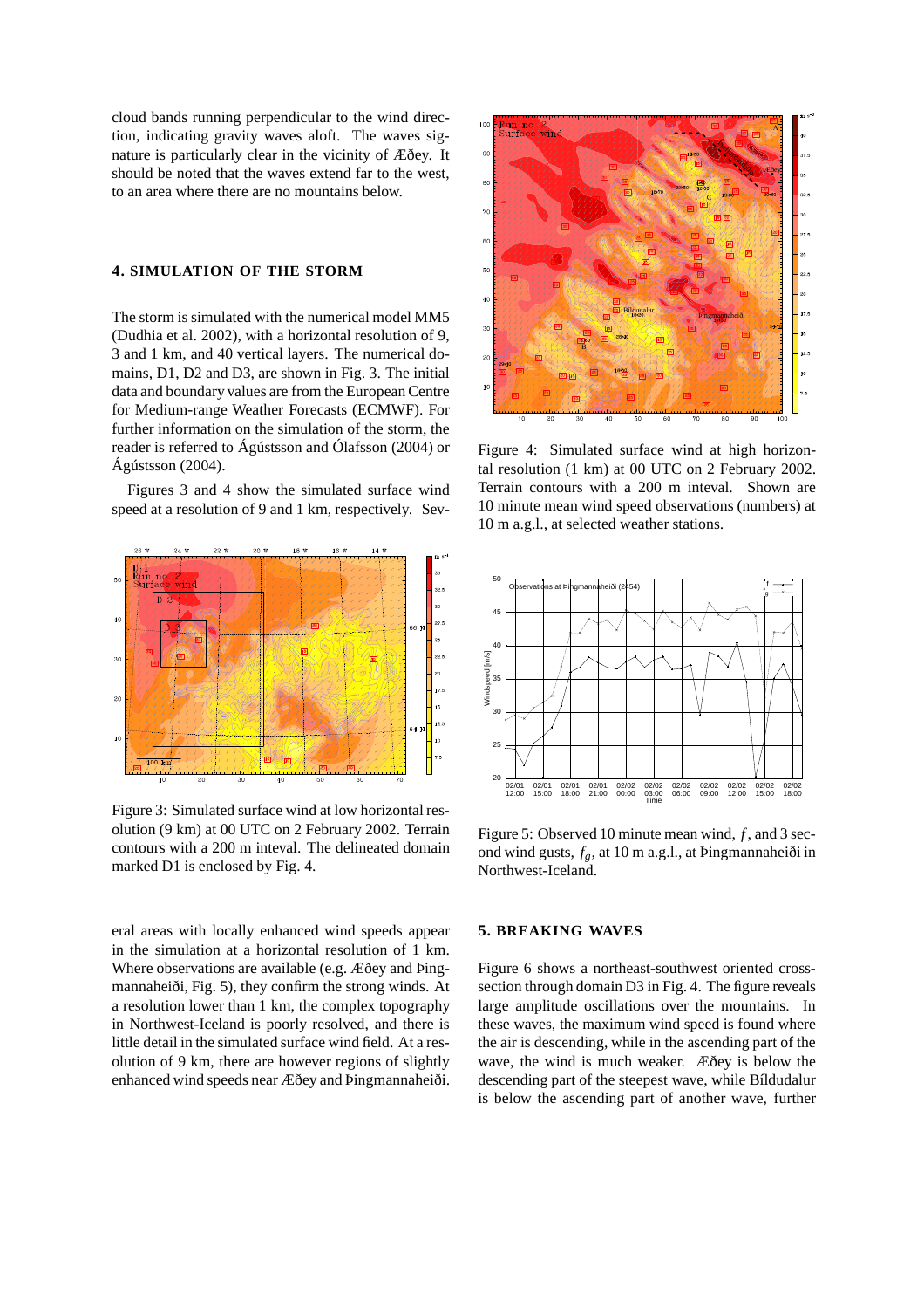cloud bands running perpendicular to the wind direction, indicating gravity waves aloft. The waves signature is particularly clear in the vicinity of Æðey. It should be noted that the waves extend far to the west, to an area where there are no mountains below.

## 4. SIMULATION OF THE STORM

The storm is simulated with the numerical model MM5 (Dudhia et al. 2002), with a horizontal resolution of 9, 3 and 1 km, and 40 vertical layers. The numerical domains, D1, D2 and D3, are shown in Fig. 3. The initial data and boundary values are from the European Centre for Medium-range Weather Forecasts (ECMWF). For further information on the simulation of the storm, the reader is referred to Ágústsson and Ólafsson (2004) or Ágústsson (2004).

Figures 3 and 4 show the simulated surface wind speed at a resolution of 9 and 1 km, respectively. Several areas with locally enhanced wind speeds appear in the simulation at a horizontal resolution of 1 km. Where observations are available (e.g. Æðey and Þingmannaheiði, Fig. 5), they confirm the strong winds. At a resolution lower than 1 km, the complex topography in Northwest-Iceland is poorly resolved, and there is little detail in the simulated surface wind field. At a resolution of 9 km, there are however regions of slightly enhanced wind speeds near Æðey and Þingmannaheiði.

Figure 3: Simulated surface wind at low horizontal resolution (9 km) at 00 UTC on 2 February 2002. Terrain contours with a 200 m inteval. The delineated domain marked D1 is enclosed by Fig. 4.

Figure 4: Simulated surface wind at high horizontal resolution (1 km) at 00 UTC on 2 February 2002. Terrain contours with a 200 m inteval. Shown are 10 minute mean wind speed observations (numbers) at 10 m a.g.l., at selected weather stations.

Figure 5: Observed 10 minute mean wind, $f$, and 3 second wind gusts, $f_g$, at 10 m a.g.l., at Þingmannaheiði in Northwest-Iceland.

## 5. BREAKING WAVES

Figure 6 shows a northeast-southwest oriented cross-section through domain D3 in Fig. 4. The figure reveals large amplitude oscillations over the mountains. In these waves, the maximum wind speed is found where the air is descending, while in the ascending part of the wave, the wind is much weaker. Æðey is below the descending part of the steepest wave, while Bíldudalur is below the ascending part of another wave, further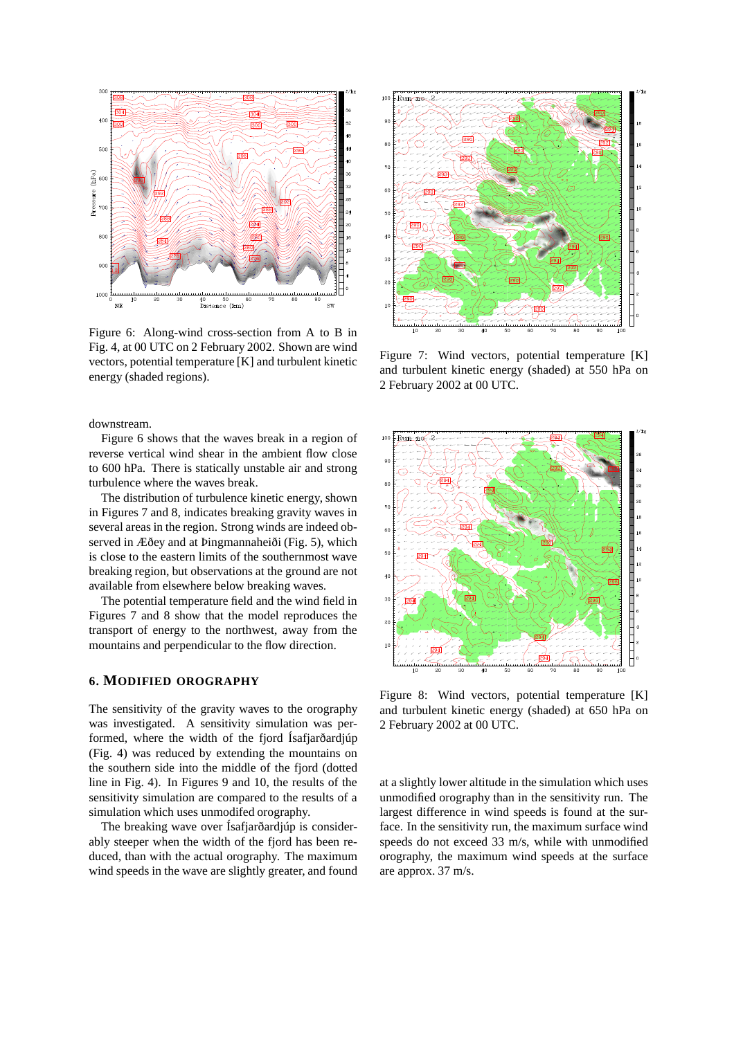Figure 6: Along-wind cross-section from A to B in Fig. 4, at 00 UTC on 2 February 2002. Shown are wind vectors, potential temperature [K] and turbulent kinetic energy (shaded regions).

Figure 7: Wind vectors, potential temperature [K] and turbulent kinetic energy (shaded) at 550 hPa on 2 February 2002 at 00 UTC.

downstream.

Figure 6 shows that the waves break in a region of reverse vertical wind shear in the ambient flow close to 600 hPa. There is statically unstable air and strong turbulence where the waves break.

The distribution of turbulence kinetic energy, shown in Figures 7 and 8, indicates breaking gravity waves in several areas in the region. Strong winds are indeed observed in Æðey and at Þingmannaheiði (Fig. 5), which is close to the eastern limits of the southernmost wave breaking region, but observations at the ground are not available from elsewhere below breaking waves.

The potential temperature field and the wind field in Figures 7 and 8 show that the model reproduces the transport of energy to the northwest, away from the mountains and perpendicular to the flow direction.

## 6. Modified Orography

The sensitivity of the gravity waves to the orography was investigated. A sensitivity simulation was performed, where the width of the fjord Ísafjarðardjúp (Fig. 4) was reduced by extending the mountains on the southern side into the middle of the fjord (dotted line in Fig. 4). In Figures 9 and 10, the results of the sensitivity simulation are compared to the results of a simulation which uses unmodifed orography.

The breaking wave over Ísafjarðardjúp is considerably steeper when the width of the fjord has been reduced, than with the actual orography. The maximum wind speeds in the wave are slightly greater, and found at a slightly lower altitude in the simulation which uses unmodified orography than in the sensitivity run. The largest difference in wind speeds is found at the surface. In the sensitivity run, the maximum surface wind speeds do not exceed 33 m/s, while with unmodified orography, the maximum wind speeds at the surface are approx. 37 m/s.

Figure 8: Wind vectors, potential temperature [K] and turbulent kinetic energy (shaded) at 650 hPa on 2 February 2002 at 00 UTC.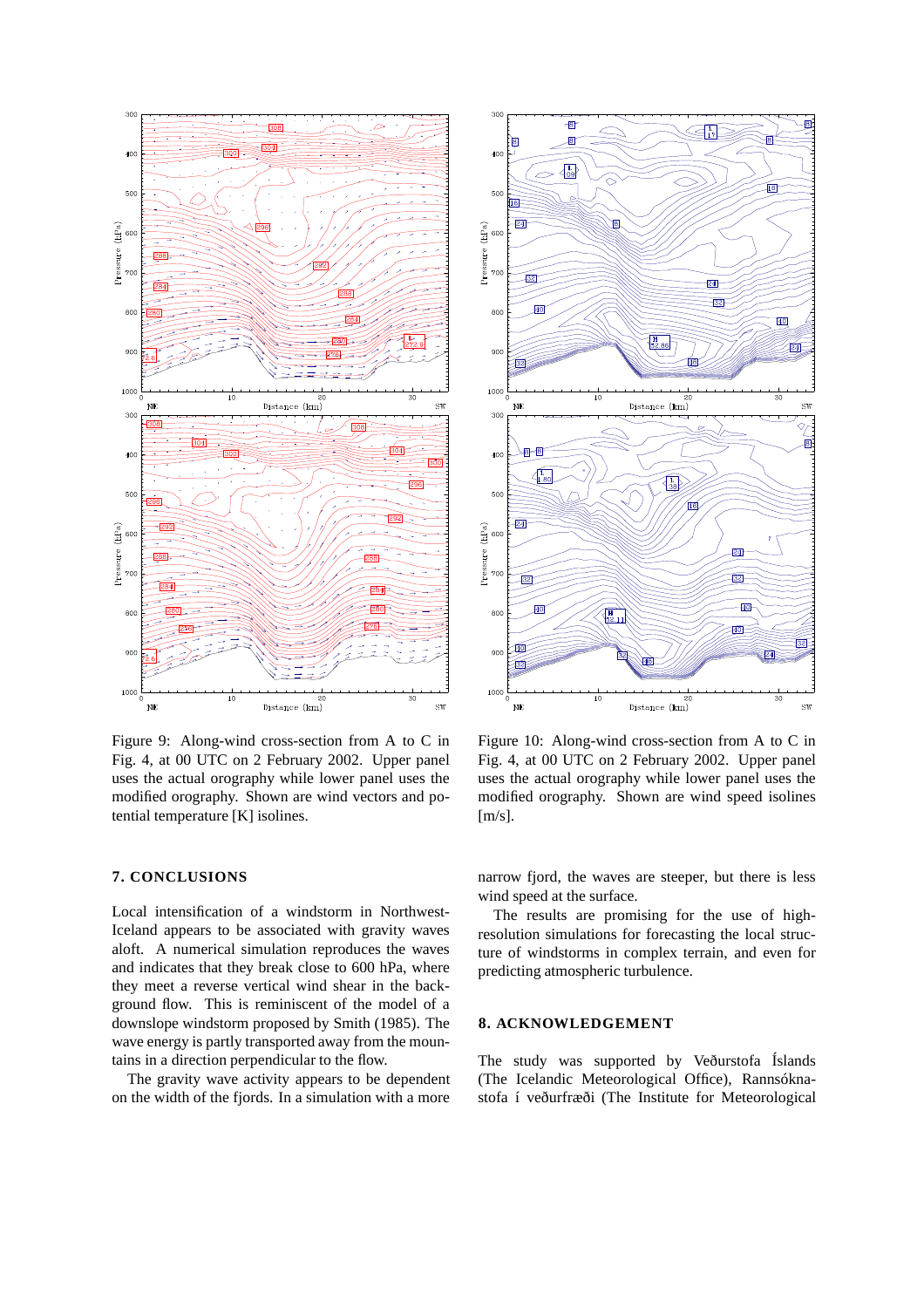Figure 9: Along-wind cross-section from A to C in Fig. 4, at 00 UTC on 2 February 2002. Upper panel uses the actual orography while lower panel uses the modified orography. Shown are wind vectors and potential temperature [K] isolines.

Figure 10: Along-wind cross-section from A to C in Fig. 4, at 00 UTC on 2 February 2002. Upper panel uses the actual orography while lower panel uses the modified orography. Shown are wind speed isolines [m/s].

## 7. CONCLUSIONS

Local intensification of a windstorm in Northwest-Iceland appears to be associated with gravity waves aloft. A numerical simulation reproduces the waves and indicates that they break close to 600 hPa, where they meet a reverse vertical wind shear in the background flow. This is reminiscent of the model of a downslope windstorm proposed by Smith (1985). The wave energy is partly transported away from the mountains in a direction perpendicular to the flow.

The gravity wave activity appears to be dependent on the width of the fjords. In a simulation with a more narrow fjord, the waves are steeper, but there is less wind speed at the surface.

The results are promising for the use of high-resolution simulations for forecasting the local structure of windstorms in complex terrain, and even for predicting atmospheric turbulence.

## 8. ACKNOWLEDGEMENT

The study was supported by Veðurstofa Íslands (The Icelandic Meteorological Office), Rannsóknastofa í veðurfræði (The Institute for Meteorological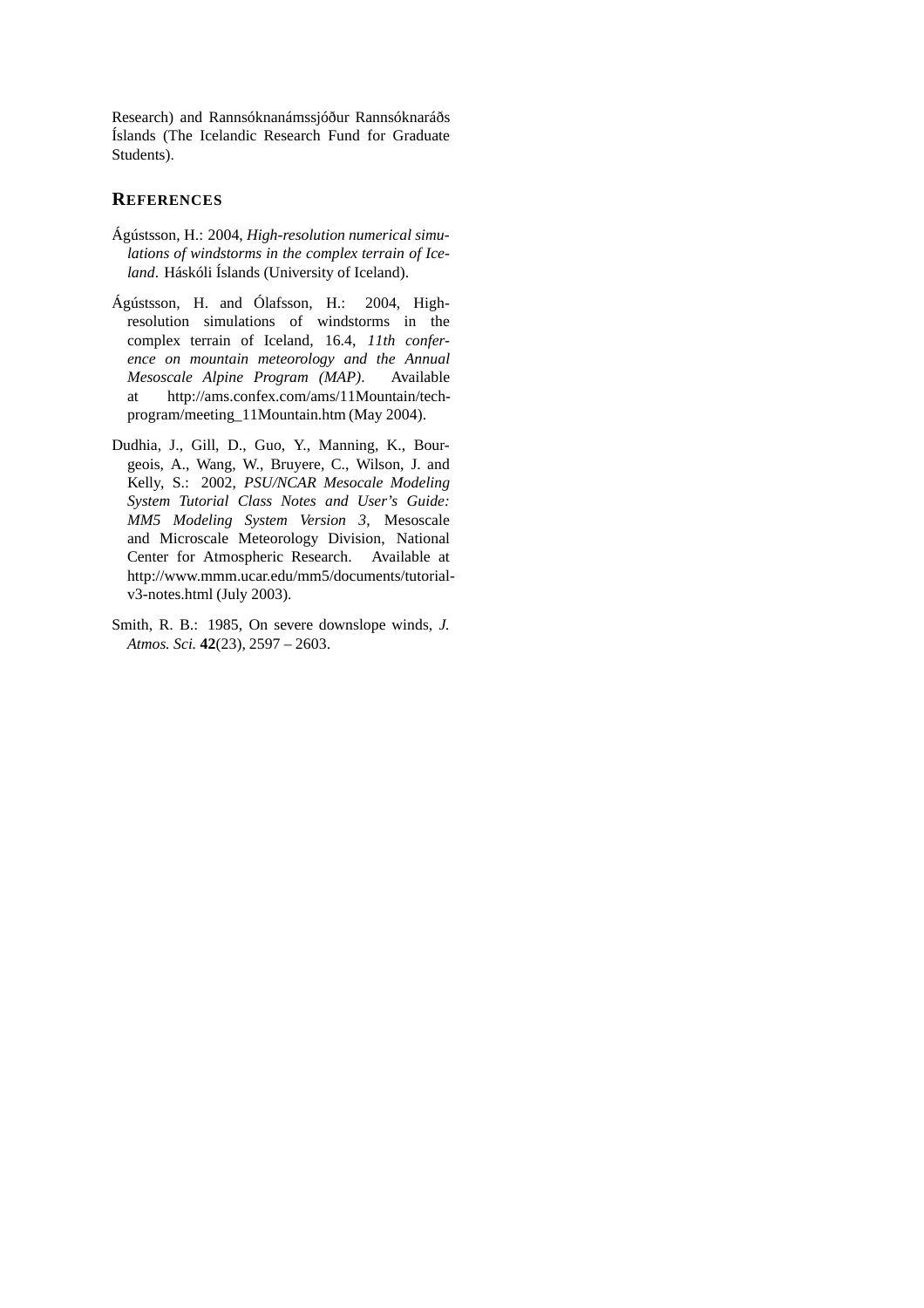Research) and Rannsóknanámssjóður Rannsóknaráðs Íslands (The Icelandic Research Fund for Graduate Students).

## REFERENCES

Ágústsson, H.: 2004, *High-resolution numerical simulations of windstorms in the complex terrain of Iceland*. Háskóli Íslands (University of Iceland).

Ágústsson, H. and Ólafsson, H.: 2004, High-resolution simulations of windstorms in the complex terrain of Iceland, 16.4, *11th conference on mountain meteorology and the Annual Mesoscale Alpine Program (MAP)*. Available at http://ams.confex.com/ams/11Mountain/techprogram/meeting_11Mountain.htm (May 2004).

Dudhia, J., Gill, D., Guo, Y., Manning, K., Bourgeois, A., Wang, W., Bruyere, C., Wilson, J. and Kelly, S.: 2002, *PSU/NCAR Mesocale Modeling System Tutorial Class Notes and User's Guide: MM5 Modeling System Version 3*, Mesoscale and Microscale Meteorology Division, National Center for Atmospheric Research. Available at http://www.mmm.ucar.edu/mm5/documents/tutorial-v3-notes.html (July 2003).

Smith, R. B.: 1985, On severe downslope winds, *J. Atmos. Sci.* **42**(23), 2597 – 2603.